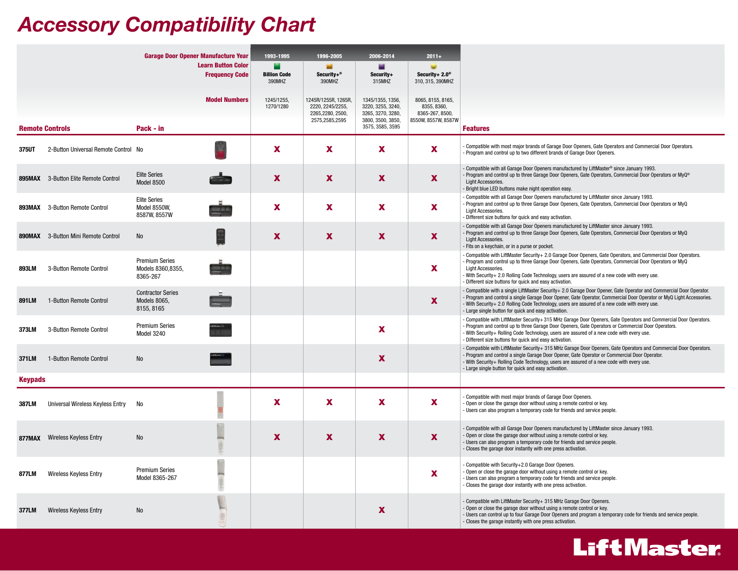# Accessory Compatibility Chart

| Garage Door Opener Manufacture Year | | | 1993-1995 | 1996-2005 | 2006-2014 | 2011+ | |
|---|---|---|---|---|---|---|---|
| Learn Button Color | | | | | | | |
| Frequency Code | | | Billion Code 390MHZ | Security+® 390MHZ | Security+ 315MHZ | Security+ 2.0® 310, 315, 390MHZ | |
| Model Numbers | | | 1245/1255, 1270/1280 | 1245R/1255R, 1265R, 2220, 2245/2255, 2265,2280, 2500, 2575,2585,2595 | 1345/1355, 1356, 3220, 3255, 3240, 3265, 3270, 3280, 3800, 3500, 3850, 3575, 3585, 3595 | 8065, 8155, 8165, 8355, 8360, 8365-267, 8500, 8550W, 8557W, 8587W | |
| **Remote Controls** | | **Pack - in** | | | | | **Features** |
| 375UT | 2-Button Universal Remote Control | No | X | X | X | X | - Compatible with most major brands of Garage Door Openers, Gate Operators and Commercial Door Operators.<br>- Program and control up to two different brands of Garage Door Openers. |
| 895MAX | 3-Button Elite Remote Control | Elite Series Model 8500 | X | X | X | X | - Compatible with all Garage Door Openers manufactured by LiftMaster® since January 1993.<br>- Program and control up to three Garage Door Openers, Gate Operators, Commercial Door Operators or MyQ® Light Accessories.<br>- Bright blue LED buttons make night operation easy. |
| 893MAX | 3-Button Remote Control | Elite Series Model 8550W, 8587W, 8557W | X | X | X | X | - Compatible with all Garage Door Openers manufactured by LiftMaster since January 1993.<br>- Program and control up to three Garage Door Openers, Gate Operators, Commercial Door Operators or MyQ Light Accessories.<br>- Different size buttons for quick and easy activation. |
| 890MAX | 3-Button Mini Remote Control | No | X | X | X | X | - Compatible with all Garage Door Openers manufactured by LiftMaster since January 1993.<br>- Program and control up to three Garage Door Openers, Gate Operators, Commercial Door Operators or MyQ Light Accessories.<br>- Fits on a keychain, or in a purse or pocket. |
| 893LM | 3-Button Remote Control | Premium Series Models 8360,8355, 8365-267 | | | | X | - Compatible with LiftMaster Security+ 2.0 Garage Door Openers, Gate Operators, and Commercial Door Operators.<br>- Program and control up to three Garage Door Openers, Gate Operators, Commercial Door Operators or MyQ Light Accessories.<br>- With Security+ 2.0 Rolling Code Technology, users are assured of a new code with every use.<br>- Different size buttons for quick and easy activation. |
| 891LM | 1-Button Remote Control | Contractor Series Models 8065, 8155, 8165 | | | | X | - Compatible with a single LiftMaster Security+ 2.0 Garage Door Opener, Gate Operator and Commercial Door Operator.<br>- Program and control a single Garage Door Opener, Gate Operator, Commercial Door Operator or MyQ Light Accessories.<br>- With Security+ 2.0 Rolling Code Technology, users are assured of a new code with every use.<br>- Large single button for quick and easy activation. |
| 373LM | 3-Button Remote Control | Premium Series Model 3240 | | | X | | - Compatible with LiftMaster Security+ 315 MHz Garage Door Openers, Gate Operators and Commercial Door Operators.<br>- Program and control up to three Garage Door Openers, Gate Operators or Commercial Door Operators.<br>- With Security+ Rolling Code Technology, users are assured of a new code with every use.<br>- Different size buttons for quick and easy activation. |
| 371LM | 1-Button Remote Control | No | | | X | | - Compatible with LiftMaster Security+ 315 MHz Garage Door Openers, Gate Operators and Commercial Door Operators.<br>- Program and control a single Garage Door Opener, Gate Operator or Commercial Door Operator.<br>- With Security+ Rolling Code Technology, users are assured of a new code with every use.<br>- Large single button for quick and easy activation. |
| **Keypads** | | | | | | | |
| 387LM | Universal Wireless Keyless Entry | No | X | X | X | X | - Compatible with most major brands of Garage Door Openers.<br>- Open or close the garage door without using a remote control or key.<br>- Users can also program a temporary code for friends and service people. |
| 877MAX | Wireless Keyless Entry | No | X | X | X | X | - Compatible with all Garage Door Openers manufactured by LiftMaster since January 1993.<br>- Open or close the garage door without using a remote control or key.<br>- Users can also program a temporary code for friends and service people.<br>- Closes the garage door instantly with one press activation. |
| 877LM | Wireless Keyless Entry | Premium Series Model 8365-267 | | | | X | - Compatible with Security+2.0 Garage Door Openers.<br>- Open or close the garage door without using a remote control or key.<br>- Users can also program a temporary code for friends and service people.<br>- Closes the garage door instantly with one press activation. |
| 377LM | Wireless Keyless Entry | No | | | X | | - Compatible with LiftMaster Security+ 315 MHz Garage Door Openers.<br>- Open or close the garage door without using a remote control or key.<br>- Users can control up to four Garage Door Openers and program a temporary code for friends and service people.<br>- Closes the garage instantly with one press activation. |

LiftMaster®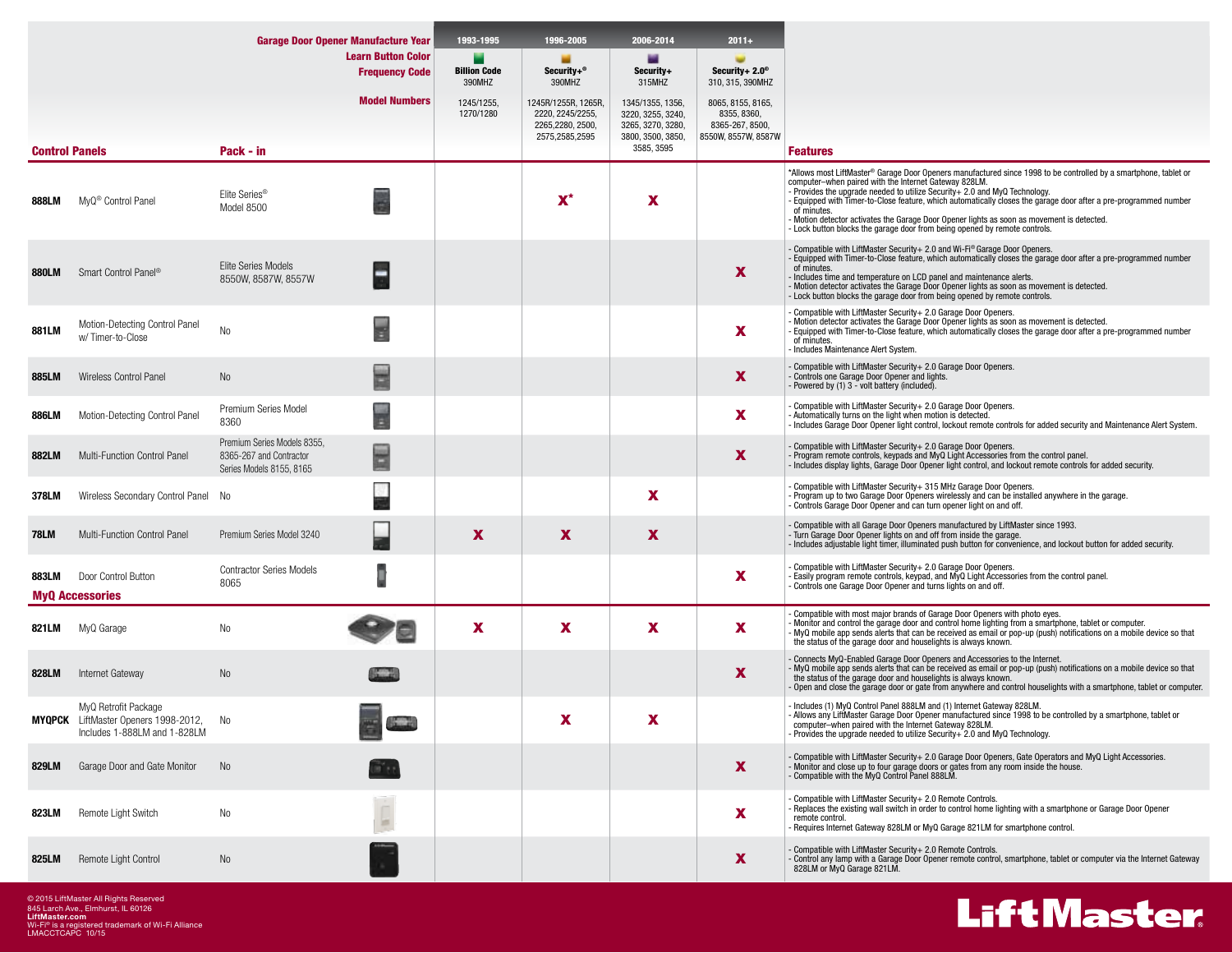| Control Panels | | Pack - in | 1993-1995 Billion Code 390MHZ 1245/1255, 1270/1280 | 1996-2005 Security+® 390MHZ 1245R/1255R, 1265R, 2220, 2245/2255, 2265,2280, 2500, 2575,2585,2595 | 2006-2014 Security+ 315MHZ 1345/1355, 1356, 3220, 3255, 3240, 3265, 3270, 3280, 3800, 3500, 3850, 3585, 3595 | 2011+ Security+ 2.0® 310, 315, 390MHZ 8065, 8155, 8165, 8355, 8360, 8365-267, 8500, 8550W, 8557W, 8587W | Features |
|---|---|---|---|---|---|---|---|
| **888LM** | MyQ® Control Panel | Elite Series® Model 8500 | | X* | X | | *Allows most LiftMaster® Garage Door Openers manufactured since 1998 to be controlled by a smartphone, tablet or computer–when paired with the Internet Gateway 828LM. - Provides the upgrade needed to utilize Security+ 2.0 and MyQ Technology. - Equipped with Timer-to-Close feature, which automatically closes the garage door after a pre-programmed number of minutes. - Motion detector activates the Garage Door Opener lights as soon as movement is detected. - Lock button blocks the garage door from being opened by remote controls. |
| **880LM** | Smart Control Panel® | Elite Series Models 8550W, 8587W, 8557W | | | | X | - Compatible with LiftMaster Security+ 2.0 and Wi-Fi® Garage Door Openers. - Equipped with Timer-to-Close feature, which automatically closes the garage door after a pre-programmed number of minutes. - Includes time and temperature on LCD panel and maintenance alerts. - Motion detector activates the Garage Door Opener lights as soon as movement is detected. - Lock button blocks the garage door from being opened by remote controls. |
| **881LM** | Motion-Detecting Control Panel w/ Timer-to-Close | No | | | | X | - Compatible with LiftMaster Security+ 2.0 Garage Door Openers. - Motion detector activates the Garage Door Opener lights as soon as movement is detected. - Equipped with Timer-to-Close feature, which automatically closes the garage door after a pre-programmed number of minutes. - Includes Maintenance Alert System. |
| **885LM** | Wireless Control Panel | No | | | | X | - Compatible with LiftMaster Security+ 2.0 Garage Door Openers. - Controls one Garage Door Opener and lights. - Powered by (1) 3 - volt battery (included). |
| **886LM** | Motion-Detecting Control Panel | Premium Series Model 8360 | | | | X | - Compatible with LiftMaster Security+ 2.0 Garage Door Openers. - Automatically turns on the light when motion is detected. - Includes Garage Door Opener light control, lockout remote controls for added security and Maintenance Alert System. |
| **882LM** | Multi-Function Control Panel | Premium Series Models 8355, 8365-267 and Contractor Series Models 8155, 8165 | | | | X | - Compatible with LiftMaster Security+ 2.0 Garage Door Openers. - Program remote controls, keypads and MyQ Light Accessories from the control panel. - Includes display lights, Garage Door Opener light control, and lockout remote controls for added security. |
| **378LM** | Wireless Secondary Control Panel | No | | | X | | - Compatible with LiftMaster Security+ 315 MHz Garage Door Openers. - Program up to two Garage Door Openers wirelessly and can be installed anywhere in the garage. - Controls Garage Door Opener and can turn opener light on and off. |
| **78LM** | Multi-Function Control Panel | Premium Series Model 3240 | X | X | X | | - Compatible with all Garage Door Openers manufactured by LiftMaster since 1993. - Turn Garage Door Opener lights on and off from inside the garage. - Includes adjustable light timer, illuminated push button for convenience, and lockout button for added security. |
| **883LM** | Door Control Button | Contractor Series Models 8065 | | | | X | - Compatible with LiftMaster Security+ 2.0 Garage Door Openers. - Easily program remote controls, keypad, and MyQ Light Accessories from the control panel. - Controls one Garage Door Opener and turns lights on and off. |
| **MyQ Accessories** | | | | | | | |
| **821LM** | MyQ Garage | No | X | X | X | X | - Compatible with most major brands of Garage Door Openers with photo eyes. - Monitor and control the garage door and control home lighting from a smartphone, tablet or computer. - MyQ mobile app sends alerts that can be received as email or pop-up (push) notifications on a mobile device so that the status of the garage door and houselights is always known. |
| **828LM** | Internet Gateway | No | | | | X | - Connects MyQ-Enabled Garage Door Openers and Accessories to the Internet. - MyQ mobile app sends alerts that can be received as email or pop-up (push) notifications on a mobile device so that the status of the garage door and houselights is always known. - Open and close the garage door or gate from anywhere and control houselights with a smartphone, tablet or computer. |
| **MYQPCK** | MyQ Retrofit Package LiftMaster Openers 1998-2012, Includes 1-888LM and 1-828LM | No | | X | X | | - Includes (1) MyQ Control Panel 888LM and (1) Internet Gateway 828LM. - Allows any LiftMaster Garage Door Opener manufactured since 1998 to be controlled by a smartphone, tablet or computer–when paired with the Internet Gateway 828LM. - Provides the upgrade needed to utilize Security+ 2.0 and MyQ Technology. |
| **829LM** | Garage Door and Gate Monitor | No | | | | X | - Compatible with LiftMaster Security+ 2.0 Garage Door Openers, Gate Operators and MyQ Light Accessories. - Monitor and close up to four garage doors or gates from any room inside the house. - Compatible with the MyQ Control Panel 888LM. |
| **823LM** | Remote Light Switch | No | | | | X | - Compatible with LiftMaster Security+ 2.0 Remote Controls. - Replaces the existing wall switch in order to control home lighting with a smartphone or Garage Door Opener remote control. - Requires Internet Gateway 828LM or MyQ Garage 821LM for smartphone control. |
| **825LM** | Remote Light Control | No | | | | X | - Compatible with LiftMaster Security+ 2.0 Remote Controls. - Control any lamp with a Garage Door Opener remote control, smartphone, tablet or computer via the Internet Gateway 828LM or MyQ Garage 821LM. |

© 2015 LiftMaster All Rights Reserved
845 Larch Ave., Elmhurst, IL 60126
**LiftMaster.com**
Wi-Fi® is a registered trademark of Wi-Fi Alliance
LMACCTCAPC 10/15

LiftMaster®